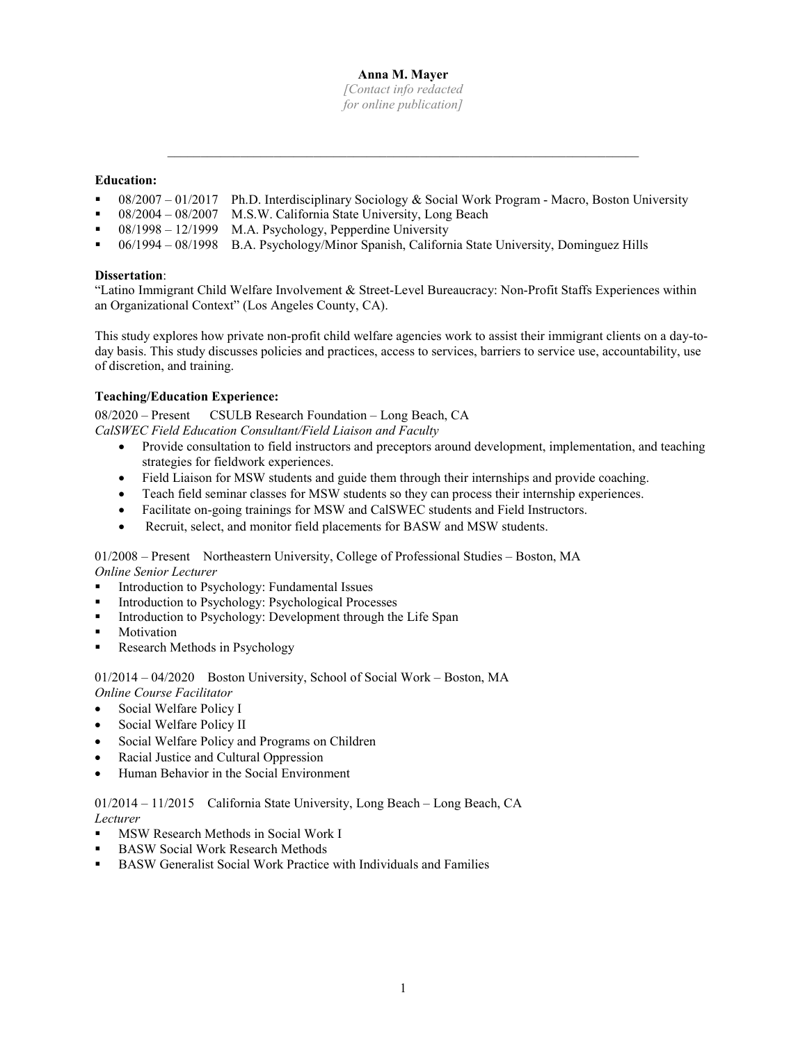**Anna M. Mayer**

*[Contact info redacted for online publication]*

---

**Education:**

- 08/2007 – 01/2017 Ph.D. Interdisciplinary Sociology & Social Work Program - Macro, Boston University
- 08/2004 – 08/2007 M.S.W. California State University, Long Beach
- 08/1998 – 12/1999 M.A. Psychology, Pepperdine University
- 06/1994 – 08/1998 B.A. Psychology/Minor Spanish, California State University, Dominguez Hills

**Dissertation**:

"Latino Immigrant Child Welfare Involvement & Street-Level Bureaucracy: Non-Profit Staffs Experiences within an Organizational Context" (Los Angeles County, CA).

This study explores how private non-profit child welfare agencies work to assist their immigrant clients on a day-to-day basis. This study discusses policies and practices, access to services, barriers to service use, accountability, use of discretion, and training.

**Teaching/Education Experience:**

08/2020 – Present CSULB Research Foundation – Long Beach, CA
*CalSWEC Field Education Consultant/Field Liaison and Faculty*

- Provide consultation to field instructors and preceptors around development, implementation, and teaching strategies for fieldwork experiences.
- Field Liaison for MSW students and guide them through their internships and provide coaching.
- Teach field seminar classes for MSW students so they can process their internship experiences.
- Facilitate on-going trainings for MSW and CalSWEC students and Field Instructors.
- Recruit, select, and monitor field placements for BASW and MSW students.

01/2008 – Present Northeastern University, College of Professional Studies – Boston, MA
*Online Senior Lecturer*

- Introduction to Psychology: Fundamental Issues
- Introduction to Psychology: Psychological Processes
- Introduction to Psychology: Development through the Life Span
- Motivation
- Research Methods in Psychology

01/2014 – 04/2020 Boston University, School of Social Work – Boston, MA
*Online Course Facilitator*

- Social Welfare Policy I
- Social Welfare Policy II
- Social Welfare Policy and Programs on Children
- Racial Justice and Cultural Oppression
- Human Behavior in the Social Environment

01/2014 – 11/2015 California State University, Long Beach – Long Beach, CA
*Lecturer*

- MSW Research Methods in Social Work I
- BASW Social Work Research Methods
- BASW Generalist Social Work Practice with Individuals and Families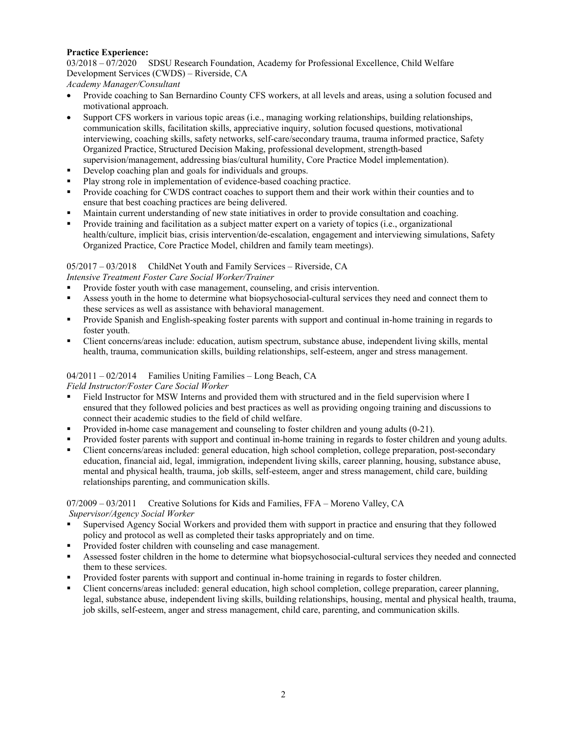**Practice Experience:**

03/2018 – 07/2020 SDSU Research Foundation, Academy for Professional Excellence, Child Welfare Development Services (CWDS) – Riverside, CA

*Academy Manager/Consultant*

- Provide coaching to San Bernardino County CFS workers, at all levels and areas, using a solution focused and motivational approach.
- Support CFS workers in various topic areas (i.e., managing working relationships, building relationships, communication skills, facilitation skills, appreciative inquiry, solution focused questions, motivational interviewing, coaching skills, safety networks, self-care/secondary trauma, trauma informed practice, Safety Organized Practice, Structured Decision Making, professional development, strength-based supervision/management, addressing bias/cultural humility, Core Practice Model implementation).
- Develop coaching plan and goals for individuals and groups.
- Play strong role in implementation of evidence-based coaching practice.
- Provide coaching for CWDS contract coaches to support them and their work within their counties and to ensure that best coaching practices are being delivered.
- Maintain current understanding of new state initiatives in order to provide consultation and coaching.
- Provide training and facilitation as a subject matter expert on a variety of topics (i.e., organizational health/culture, implicit bias, crisis intervention/de-escalation, engagement and interviewing simulations, Safety Organized Practice, Core Practice Model, children and family team meetings).

05/2017 – 03/2018 ChildNet Youth and Family Services – Riverside, CA

*Intensive Treatment Foster Care Social Worker/Trainer*

- Provide foster youth with case management, counseling, and crisis intervention.
- Assess youth in the home to determine what biopsychosocial-cultural services they need and connect them to these services as well as assistance with behavioral management.
- Provide Spanish and English-speaking foster parents with support and continual in-home training in regards to foster youth.
- Client concerns/areas include: education, autism spectrum, substance abuse, independent living skills, mental health, trauma, communication skills, building relationships, self-esteem, anger and stress management.

04/2011 – 02/2014 Families Uniting Families – Long Beach, CA

*Field Instructor/Foster Care Social Worker*

- Field Instructor for MSW Interns and provided them with structured and in the field supervision where I ensured that they followed policies and best practices as well as providing ongoing training and discussions to connect their academic studies to the field of child welfare.
- Provided in-home case management and counseling to foster children and young adults (0-21).
- Provided foster parents with support and continual in-home training in regards to foster children and young adults.
- Client concerns/areas included: general education, high school completion, college preparation, post-secondary education, financial aid, legal, immigration, independent living skills, career planning, housing, substance abuse, mental and physical health, trauma, job skills, self-esteem, anger and stress management, child care, building relationships parenting, and communication skills.

07/2009 – 03/2011 Creative Solutions for Kids and Families, FFA – Moreno Valley, CA

*Supervisor/Agency Social Worker*

- Supervised Agency Social Workers and provided them with support in practice and ensuring that they followed policy and protocol as well as completed their tasks appropriately and on time.
- Provided foster children with counseling and case management.
- Assessed foster children in the home to determine what biopsychosocial-cultural services they needed and connected them to these services.
- Provided foster parents with support and continual in-home training in regards to foster children.
- Client concerns/areas included: general education, high school completion, college preparation, career planning, legal, substance abuse, independent living skills, building relationships, housing, mental and physical health, trauma, job skills, self-esteem, anger and stress management, child care, parenting, and communication skills.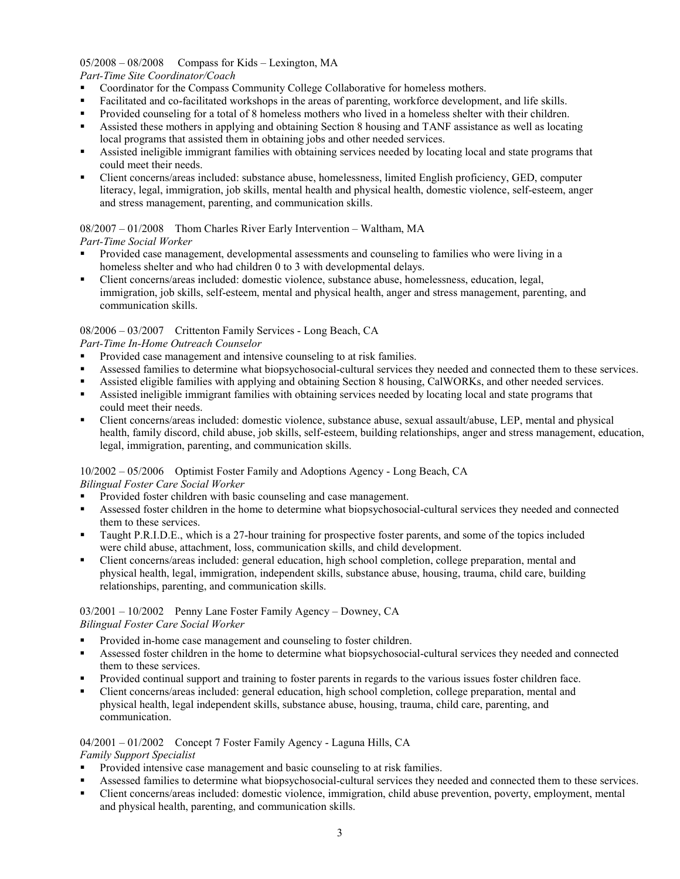05/2008 – 08/2008 Compass for Kids – Lexington, MA
*Part-Time Site Coordinator/Coach*

- Coordinator for the Compass Community College Collaborative for homeless mothers.
- Facilitated and co-facilitated workshops in the areas of parenting, workforce development, and life skills.
- Provided counseling for a total of 8 homeless mothers who lived in a homeless shelter with their children.
- Assisted these mothers in applying and obtaining Section 8 housing and TANF assistance as well as locating local programs that assisted them in obtaining jobs and other needed services.
- Assisted ineligible immigrant families with obtaining services needed by locating local and state programs that could meet their needs.
- Client concerns/areas included: substance abuse, homelessness, limited English proficiency, GED, computer literacy, legal, immigration, job skills, mental health and physical health, domestic violence, self-esteem, anger and stress management, parenting, and communication skills.

08/2007 – 01/2008 Thom Charles River Early Intervention – Waltham, MA
*Part-Time Social Worker*

- Provided case management, developmental assessments and counseling to families who were living in a homeless shelter and who had children 0 to 3 with developmental delays.
- Client concerns/areas included: domestic violence, substance abuse, homelessness, education, legal, immigration, job skills, self-esteem, mental and physical health, anger and stress management, parenting, and communication skills.

08/2006 – 03/2007 Crittenton Family Services - Long Beach, CA
*Part-Time In-Home Outreach Counselor*

- Provided case management and intensive counseling to at risk families.
- Assessed families to determine what biopsychosocial-cultural services they needed and connected them to these services.
- Assisted eligible families with applying and obtaining Section 8 housing, CalWORKs, and other needed services.
- Assisted ineligible immigrant families with obtaining services needed by locating local and state programs that could meet their needs.
- Client concerns/areas included: domestic violence, substance abuse, sexual assault/abuse, LEP, mental and physical health, family discord, child abuse, job skills, self-esteem, building relationships, anger and stress management, education, legal, immigration, parenting, and communication skills.

10/2002 – 05/2006 Optimist Foster Family and Adoptions Agency - Long Beach, CA
*Bilingual Foster Care Social Worker*

- Provided foster children with basic counseling and case management.
- Assessed foster children in the home to determine what biopsychosocial-cultural services they needed and connected them to these services.
- Taught P.R.I.D.E., which is a 27-hour training for prospective foster parents, and some of the topics included were child abuse, attachment, loss, communication skills, and child development.
- Client concerns/areas included: general education, high school completion, college preparation, mental and physical health, legal, immigration, independent skills, substance abuse, housing, trauma, child care, building relationships, parenting, and communication skills.

03/2001 – 10/2002 Penny Lane Foster Family Agency – Downey, CA
*Bilingual Foster Care Social Worker*

- Provided in-home case management and counseling to foster children.
- Assessed foster children in the home to determine what biopsychosocial-cultural services they needed and connected them to these services.
- Provided continual support and training to foster parents in regards to the various issues foster children face.
- Client concerns/areas included: general education, high school completion, college preparation, mental and physical health, legal independent skills, substance abuse, housing, trauma, child care, parenting, and communication.

04/2001 – 01/2002 Concept 7 Foster Family Agency - Laguna Hills, CA
*Family Support Specialist*

- Provided intensive case management and basic counseling to at risk families.
- Assessed families to determine what biopsychosocial-cultural services they needed and connected them to these services.
- Client concerns/areas included: domestic violence, immigration, child abuse prevention, poverty, employment, mental and physical health, parenting, and communication skills.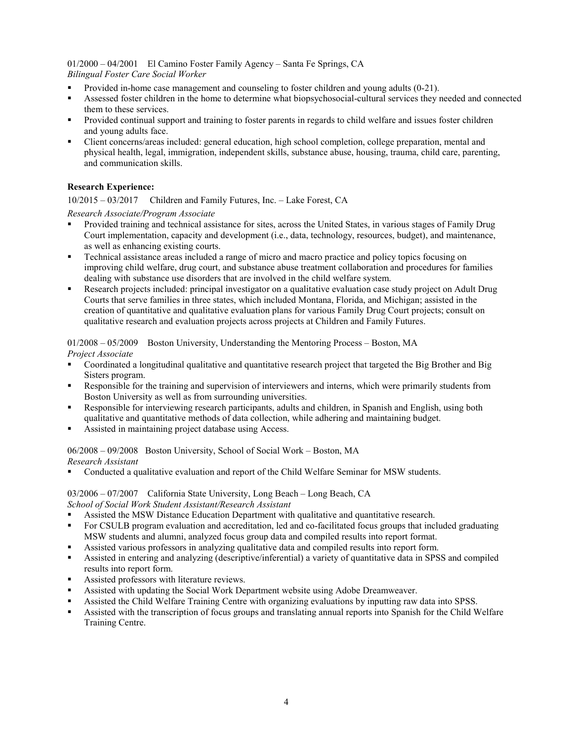01/2000 – 04/2001 El Camino Foster Family Agency – Santa Fe Springs, CA
*Bilingual Foster Care Social Worker*

- Provided in-home case management and counseling to foster children and young adults (0-21).
- Assessed foster children in the home to determine what biopsychosocial-cultural services they needed and connected them to these services.
- Provided continual support and training to foster parents in regards to child welfare and issues foster children and young adults face.
- Client concerns/areas included: general education, high school completion, college preparation, mental and physical health, legal, immigration, independent skills, substance abuse, housing, trauma, child care, parenting, and communication skills.

**Research Experience:**

10/2015 – 03/2017 Children and Family Futures, Inc. – Lake Forest, CA
*Research Associate/Program Associate*

- Provided training and technical assistance for sites, across the United States, in various stages of Family Drug Court implementation, capacity and development (i.e., data, technology, resources, budget), and maintenance, as well as enhancing existing courts.
- Technical assistance areas included a range of micro and macro practice and policy topics focusing on improving child welfare, drug court, and substance abuse treatment collaboration and procedures for families dealing with substance use disorders that are involved in the child welfare system.
- Research projects included: principal investigator on a qualitative evaluation case study project on Adult Drug Courts that serve families in three states, which included Montana, Florida, and Michigan; assisted in the creation of quantitative and qualitative evaluation plans for various Family Drug Court projects; consult on qualitative research and evaluation projects across projects at Children and Family Futures.

01/2008 – 05/2009 Boston University, Understanding the Mentoring Process – Boston, MA
*Project Associate*

- Coordinated a longitudinal qualitative and quantitative research project that targeted the Big Brother and Big Sisters program.
- Responsible for the training and supervision of interviewers and interns, which were primarily students from Boston University as well as from surrounding universities.
- Responsible for interviewing research participants, adults and children, in Spanish and English, using both qualitative and quantitative methods of data collection, while adhering and maintaining budget.
- Assisted in maintaining project database using Access.

06/2008 – 09/2008 Boston University, School of Social Work – Boston, MA
*Research Assistant*

- Conducted a qualitative evaluation and report of the Child Welfare Seminar for MSW students.

03/2006 – 07/2007 California State University, Long Beach – Long Beach, CA
*School of Social Work Student Assistant/Research Assistant*

- Assisted the MSW Distance Education Department with qualitative and quantitative research.
- For CSULB program evaluation and accreditation, led and co-facilitated focus groups that included graduating MSW students and alumni, analyzed focus group data and compiled results into report format.
- Assisted various professors in analyzing qualitative data and compiled results into report form.
- Assisted in entering and analyzing (descriptive/inferential) a variety of quantitative data in SPSS and compiled results into report form.
- Assisted professors with literature reviews.
- Assisted with updating the Social Work Department website using Adobe Dreamweaver.
- Assisted the Child Welfare Training Centre with organizing evaluations by inputting raw data into SPSS.
- Assisted with the transcription of focus groups and translating annual reports into Spanish for the Child Welfare Training Centre.